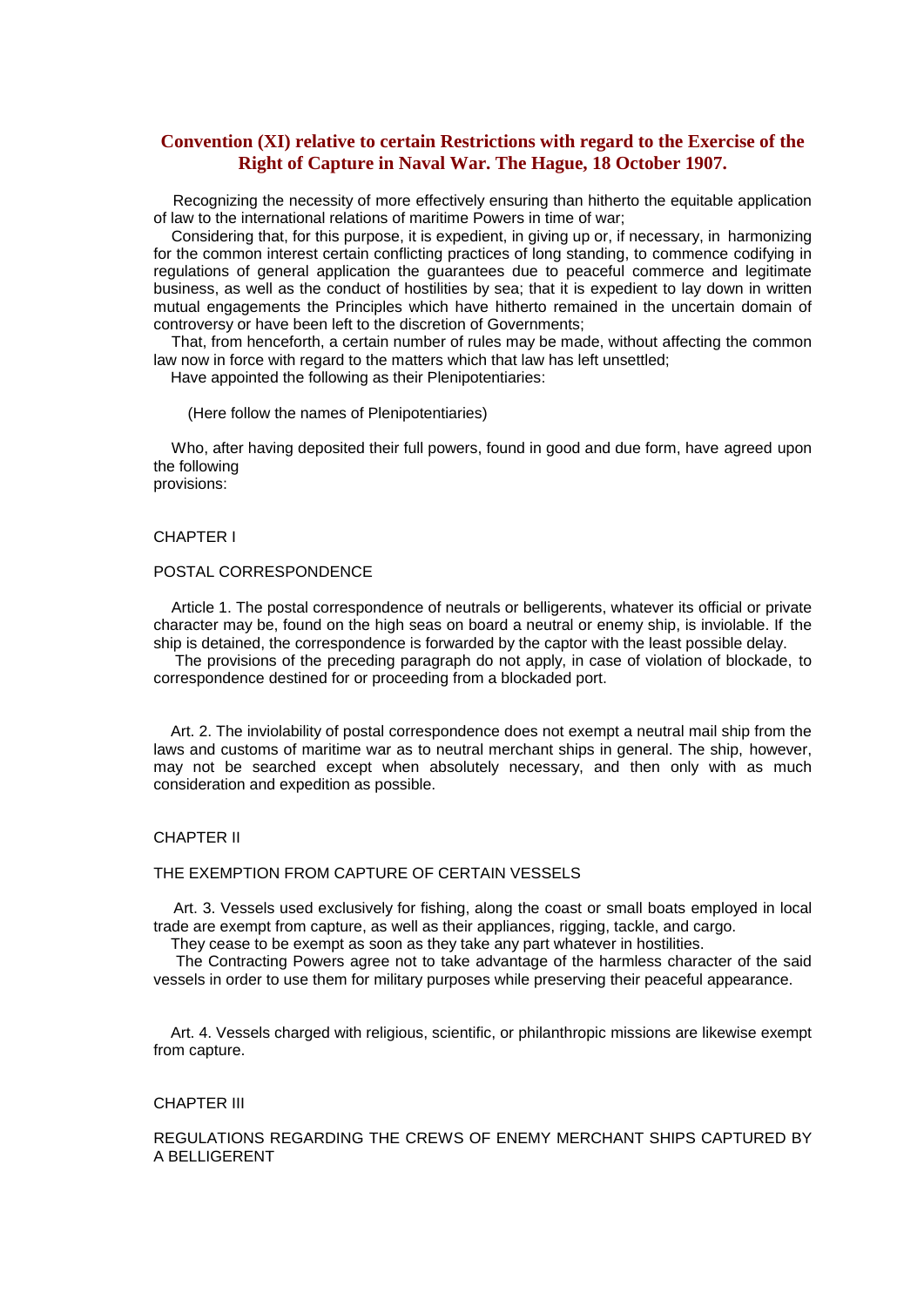# Convention (XI) relative to certain Restrictions with regard to the Exercise of the Right of Capture in Naval War. The Hague, 18 October 1907.

Recognizing the necessity of more effectively ensuring than hitherto the equitable application of law to the international relations of maritime Powers in time of war;

Considering that, for this purpose, it is expedient, in giving up or, if necessary, in harmonizing for the common interest certain conflicting practices of long standing, to commence codifying in regulations of general application the guarantees due to peaceful commerce and legitimate business, as well as the conduct of hostilities by sea; that it is expedient to lay down in written mutual engagements the Principles which have hitherto remained in the uncertain domain of controversy or have been left to the discretion of Governments;

That, from henceforth, a certain number of rules may be made, without affecting the common law now in force with regard to the matters which that law has left unsettled;

Have appointed the following as their Plenipotentiaries:

(Here follow the names of Plenipotentiaries)

Who, after having deposited their full powers, found in good and due form, have agreed upon the following provisions:

## CHAPTER I

### POSTAL CORRESPONDENCE

Article 1. The postal correspondence of neutrals or belligerents, whatever its official or private character may be, found on the high seas on board a neutral or enemy ship, is inviolable. If the ship is detained, the correspondence is forwarded by the captor with the least possible delay.

The provisions of the preceding paragraph do not apply, in case of violation of blockade, to correspondence destined for or proceeding from a blockaded port.

Art. 2. The inviolability of postal correspondence does not exempt a neutral mail ship from the laws and customs of maritime war as to neutral merchant ships in general. The ship, however, may not be searched except when absolutely necessary, and then only with as much consideration and expedition as possible.

## CHAPTER II

### THE EXEMPTION FROM CAPTURE OF CERTAIN VESSELS

Art. 3. Vessels used exclusively for fishing, along the coast or small boats employed in local trade are exempt from capture, as well as their appliances, rigging, tackle, and cargo.

They cease to be exempt as soon as they take any part whatever in hostilities.

The Contracting Powers agree not to take advantage of the harmless character of the said vessels in order to use them for military purposes while preserving their peaceful appearance.

Art. 4. Vessels charged with religious, scientific, or philanthropic missions are likewise exempt from capture.

## CHAPTER III

### REGULATIONS REGARDING THE CREWS OF ENEMY MERCHANT SHIPS CAPTURED BY A BELLIGERENT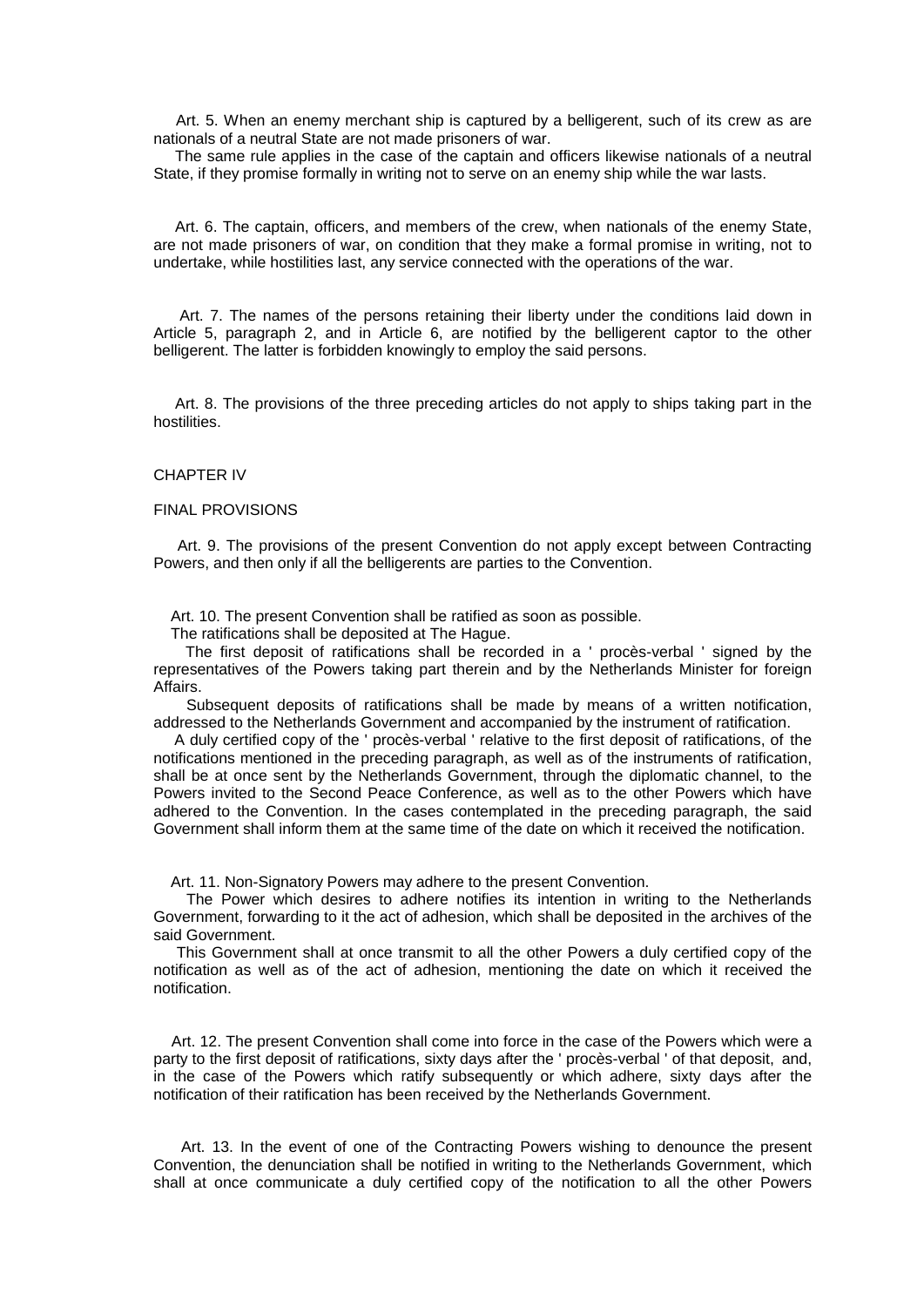Art. 5. When an enemy merchant ship is captured by a belligerent, such of its crew as are nationals of a neutral State are not made prisoners of war.

The same rule applies in the case of the captain and officers likewise nationals of a neutral State, if they promise formally in writing not to serve on an enemy ship while the war lasts.

Art. 6. The captain, officers, and members of the crew, when nationals of the enemy State, are not made prisoners of war, on condition that they make a formal promise in writing, not to undertake, while hostilities last, any service connected with the operations of the war.

Art. 7. The names of the persons retaining their liberty under the conditions laid down in Article 5, paragraph 2, and in Article 6, are notified by the belligerent captor to the other belligerent. The latter is forbidden knowingly to employ the said persons.

Art. 8. The provisions of the three preceding articles do not apply to ships taking part in the hostilities.

## CHAPTER IV

## FINAL PROVISIONS

Art. 9. The provisions of the present Convention do not apply except between Contracting Powers, and then only if all the belligerents are parties to the Convention.

Art. 10. The present Convention shall be ratified as soon as possible.

The ratifications shall be deposited at The Hague.

The first deposit of ratifications shall be recorded in a ' procès-verbal ' signed by the representatives of the Powers taking part therein and by the Netherlands Minister for foreign Affairs.

Subsequent deposits of ratifications shall be made by means of a written notification, addressed to the Netherlands Government and accompanied by the instrument of ratification.

A duly certified copy of the ' procès-verbal ' relative to the first deposit of ratifications, of the notifications mentioned in the preceding paragraph, as well as of the instruments of ratification, shall be at once sent by the Netherlands Government, through the diplomatic channel, to the Powers invited to the Second Peace Conference, as well as to the other Powers which have adhered to the Convention. In the cases contemplated in the preceding paragraph, the said Government shall inform them at the same time of the date on which it received the notification.

Art. 11. Non-Signatory Powers may adhere to the present Convention.

The Power which desires to adhere notifies its intention in writing to the Netherlands Government, forwarding to it the act of adhesion, which shall be deposited in the archives of the said Government.

This Government shall at once transmit to all the other Powers a duly certified copy of the notification as well as of the act of adhesion, mentioning the date on which it received the notification.

Art. 12. The present Convention shall come into force in the case of the Powers which were a party to the first deposit of ratifications, sixty days after the ' procès-verbal ' of that deposit, and, in the case of the Powers which ratify subsequently or which adhere, sixty days after the notification of their ratification has been received by the Netherlands Government.

Art. 13. In the event of one of the Contracting Powers wishing to denounce the present Convention, the denunciation shall be notified in writing to the Netherlands Government, which shall at once communicate a duly certified copy of the notification to all the other Powers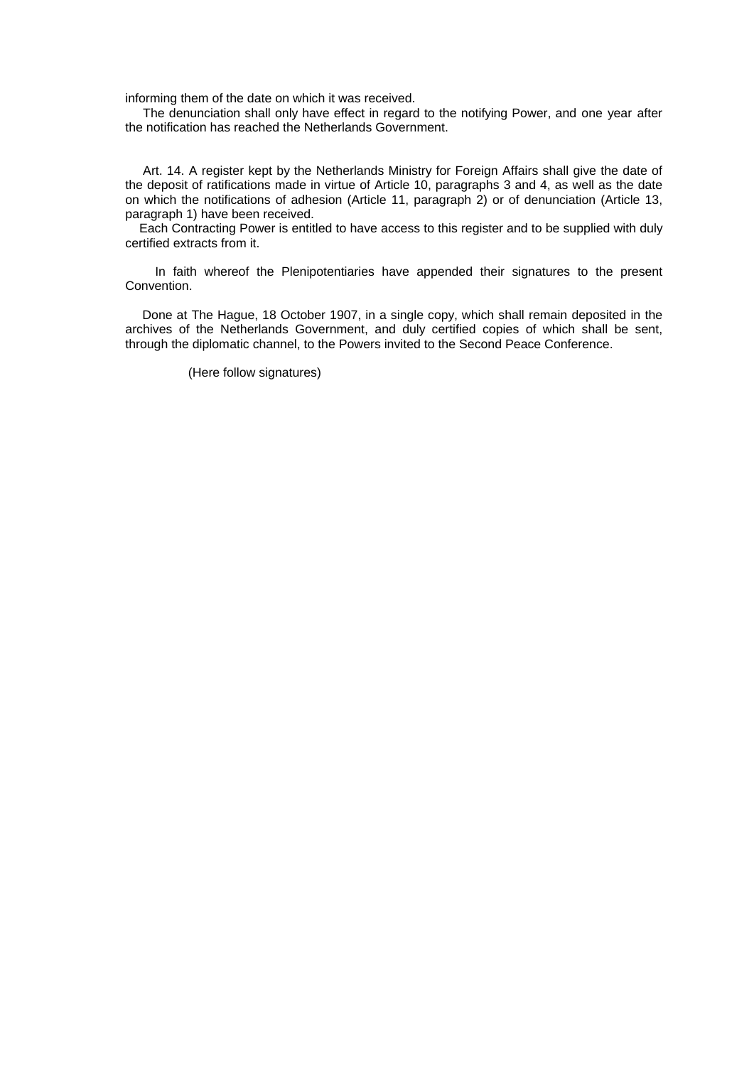informing them of the date on which it was received.

The denunciation shall only have effect in regard to the notifying Power, and one year after the notification has reached the Netherlands Government.

Art. 14. A register kept by the Netherlands Ministry for Foreign Affairs shall give the date of the deposit of ratifications made in virtue of Article 10, paragraphs 3 and 4, as well as the date on which the notifications of adhesion (Article 11, paragraph 2) or of denunciation (Article 13, paragraph 1) have been received.

Each Contracting Power is entitled to have access to this register and to be supplied with duly certified extracts from it.

In faith whereof the Plenipotentiaries have appended their signatures to the present Convention.

Done at The Hague, 18 October 1907, in a single copy, which shall remain deposited in the archives of the Netherlands Government, and duly certified copies of which shall be sent, through the diplomatic channel, to the Powers invited to the Second Peace Conference.

(Here follow signatures)